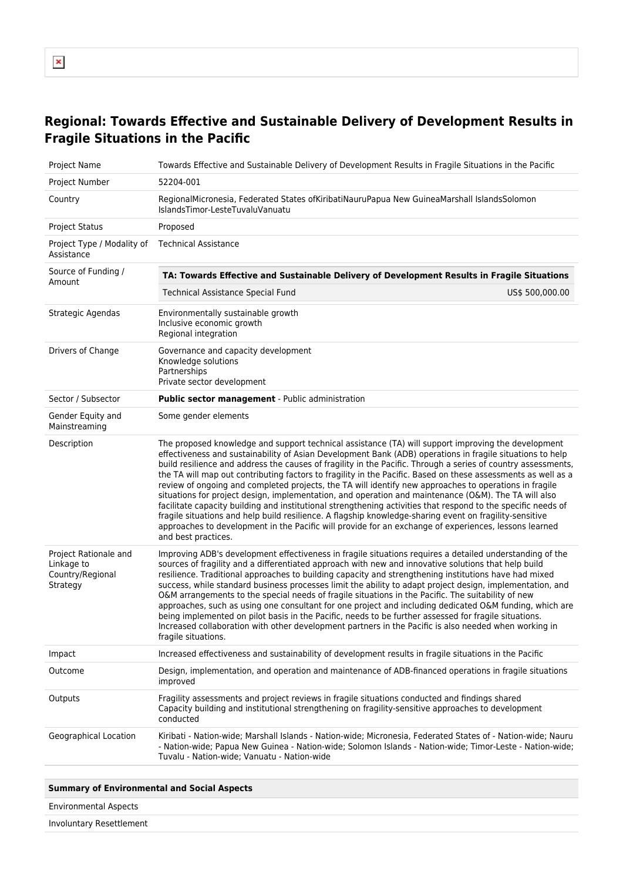## Regional: Towards Effective and Sustainable Delivery of Development Results in Fragile Situations in the Pacific

| | |
|---|---|
| Project Name | Towards Effective and Sustainable Delivery of Development Results in Fragile Situations in the Pacific |
| Project Number | 52204-001 |
| Country | RegionalMicronesia, Federated States ofKiribatiNauruPapua New GuineaMarshall IslandsSolomon IslandsTimor-LesteTuvaluVanuatu |
| Project Status | Proposed |
| Project Type / Modality of Assistance | Technical Assistance |
| Source of Funding / Amount | **TA: Towards Effective and Sustainable Delivery of Development Results in Fragile Situations**<br>Technical Assistance Special Fund US$ 500,000.00 |
| Strategic Agendas | Environmentally sustainable growth<br>Inclusive economic growth<br>Regional integration |
| Drivers of Change | Governance and capacity development<br>Knowledge solutions<br>Partnerships<br>Private sector development |
| Sector / Subsector | **Public sector management** - Public administration |
| Gender Equity and Mainstreaming | Some gender elements |
| Description | The proposed knowledge and support technical assistance (TA) will support improving the development effectiveness and sustainability of Asian Development Bank (ADB) operations in fragile situations to help build resilience and address the causes of fragility in the Pacific. Through a series of country assessments, the TA will map out contributing factors to fragility in the Pacific. Based on these assessments as well as a review of ongoing and completed projects, the TA will identify new approaches to operations in fragile situations for project design, implementation, and operation and maintenance (O&M). The TA will also facilitate capacity building and institutional strengthening activities that respond to the specific needs of fragile situations and help build resilience. A flagship knowledge-sharing event on fragility-sensitive approaches to development in the Pacific will provide for an exchange of experiences, lessons learned and best practices. |
| Project Rationale and Linkage to Country/Regional Strategy | Improving ADB's development effectiveness in fragile situations requires a detailed understanding of the sources of fragility and a differentiated approach with new and innovative solutions that help build resilience. Traditional approaches to building capacity and strengthening institutions have had mixed success, while standard business processes limit the ability to adapt project design, implementation, and O&M arrangements to the special needs of fragile situations in the Pacific. The suitability of new approaches, such as using one consultant for one project and including dedicated O&M funding, which are being implemented on pilot basis in the Pacific, needs to be further assessed for fragile situations. Increased collaboration with other development partners in the Pacific is also needed when working in fragile situations. |
| Impact | Increased effectiveness and sustainability of development results in fragile situations in the Pacific |
| Outcome | Design, implementation, and operation and maintenance of ADB-financed operations in fragile situations improved |
| Outputs | Fragility assessments and project reviews in fragile situations conducted and findings shared<br>Capacity building and institutional strengthening on fragility-sensitive approaches to development conducted |
| Geographical Location | Kiribati - Nation-wide; Marshall Islands - Nation-wide; Micronesia, Federated States of - Nation-wide; Nauru - Nation-wide; Papua New Guinea - Nation-wide; Solomon Islands - Nation-wide; Timor-Leste - Nation-wide; Tuvalu - Nation-wide; Vanuatu - Nation-wide |

| **Summary of Environmental and Social Aspects** |
|---|
| Environmental Aspects |
| Involuntary Resettlement |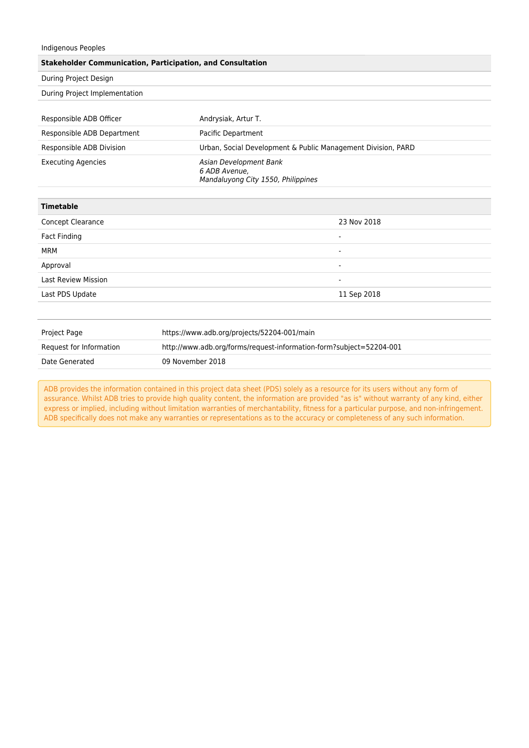| | |
|---|---|
| Indigenous Peoples | |

| **Stakeholder Communication, Participation, and Consultation** | |
|---|---|
| During Project Design | |
| During Project Implementation | |

| | |
|---|---|
| Responsible ADB Officer | Andrysiak, Artur T. |
| Responsible ADB Department | Pacific Department |
| Responsible ADB Division | Urban, Social Development & Public Management Division, PARD |
| Executing Agencies | *Asian Development Bank<br>6 ADB Avenue,<br>Mandaluyong City 1550, Philippines* |

| **Timetable** | |
|---|---|
| Concept Clearance | 23 Nov 2018 |
| Fact Finding | - |
| MRM | - |
| Approval | - |
| Last Review Mission | - |
| Last PDS Update | 11 Sep 2018 |

| | |
|---|---|
| Project Page | https://www.adb.org/projects/52204-001/main |
| Request for Information | http://www.adb.org/forms/request-information-form?subject=52204-001 |
| Date Generated | 09 November 2018 |

ADB provides the information contained in this project data sheet (PDS) solely as a resource for its users without any form of assurance. Whilst ADB tries to provide high quality content, the information are provided "as is" without warranty of any kind, either express or implied, including without limitation warranties of merchantability, fitness for a particular purpose, and non-infringement. ADB specifically does not make any warranties or representations as to the accuracy or completeness of any such information.